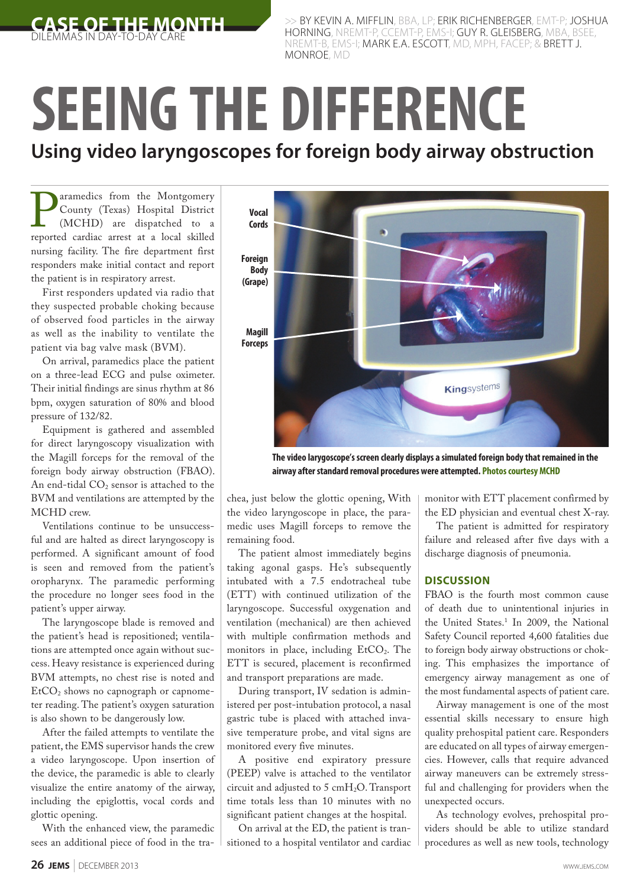CASE OF THE MONTH
DILEMMAS IN DAY-TO-DAY CARE

>> BY KEVIN A. MIFFLIN, BBA, LP; ERIK RICHENBERGER, EMT-P; JOSHUA HORNING, NREMT-P, CCEMT-P, EMS-I; GUY R. GLEISBERG, MBA, BSEE, NREMT-B, EMS-I; MARK E.A. ESCOTT, MD, MPH, FACEP; & BRETT J. MONROE, MD

# SEEING THE DIFFERENCE

## Using video laryngoscopes for foreign body airway obstruction

Paramedics from the Montgomery County (Texas) Hospital District (MCHD) are dispatched to a reported cardiac arrest at a local skilled nursing facility. The fire department first responders make initial contact and report the patient is in respiratory arrest.

First responders updated via radio that they suspected probable choking because of observed food particles in the airway as well as the inability to ventilate the patient via bag valve mask (BVM).

On arrival, paramedics place the patient on a three-lead ECG and pulse oximeter. Their initial findings are sinus rhythm at 86 bpm, oxygen saturation of 80% and blood pressure of 132/82.

Equipment is gathered and assembled for direct laryngoscopy visualization with the Magill forceps for the removal of the foreign body airway obstruction (FBAO). An end-tidal $CO_2$ sensor is attached to the BVM and ventilations are attempted by the MCHD crew.

Ventilations continue to be unsuccessful and are halted as direct laryngoscopy is performed. A significant amount of food is seen and removed from the patient's oropharynx. The paramedic performing the procedure no longer sees food in the patient's upper airway.

The laryngoscope blade is removed and the patient's head is repositioned; ventilations are attempted once again without success. Heavy resistance is experienced during BVM attempts, no chest rise is noted and $EtCO_2$ shows no capnograph or capnometer reading. The patient's oxygen saturation is also shown to be dangerously low.

After the failed attempts to ventilate the patient, the EMS supervisor hands the crew a video laryngoscope. Upon insertion of the device, the paramedic is able to clearly visualize the entire anatomy of the airway, including the epiglottis, vocal cords and glottic opening.

With the enhanced view, the paramedic sees an additional piece of food in the trachea, just below the glottic opening, With the video laryngoscope in place, the paramedic uses Magill forceps to remove the remaining food.

The patient almost immediately begins taking agonal gasps. He's subsequently intubated with a 7.5 endotracheal tube (ETT) with continued utilization of the laryngoscope. Successful oxygenation and ventilation (mechanical) are then achieved with multiple confirmation methods and monitors in place, including $EtCO_2$. The ETT is secured, placement is reconfirmed and transport preparations are made.

During transport, IV sedation is administered per post-intubation protocol, a nasal gastric tube is placed with attached invasive temperature probe, and vital signs are monitored every five minutes.

A positive end expiratory pressure (PEEP) valve is attached to the ventilator circuit and adjusted to 5 $cmH_2O$. Transport time totals less than 10 minutes with no significant patient changes at the hospital.

On arrival at the ED, the patient is transitioned to a hospital ventilator and cardiac monitor with ETT placement confirmed by the ED physician and eventual chest X-ray.

The patient is admitted for respiratory failure and released after five days with a discharge diagnosis of pneumonia.

Vocal Cords
Foreign Body (Grape)
Magill Forceps

The video larygoscope's screen clearly displays a simulated foreign body that remained in the airway after standard removal procedures were attempted. Photos courtesy MCHD

### DISCUSSION

FBAO is the fourth most common cause of death due to unintentional injuries in the United States.[1] In 2009, the National Safety Council reported 4,600 fatalities due to foreign body airway obstructions or choking. This emphasizes the importance of emergency airway management as one of the most fundamental aspects of patient care.

Airway management is one of the most essential skills necessary to ensure high quality prehospital patient care. Responders are educated on all types of airway emergencies. However, calls that require advanced airway maneuvers can be extremely stressful and challenging for providers when the unexpected occurs.

As technology evolves, prehospital providers should be able to utilize standard procedures as well as new tools, technology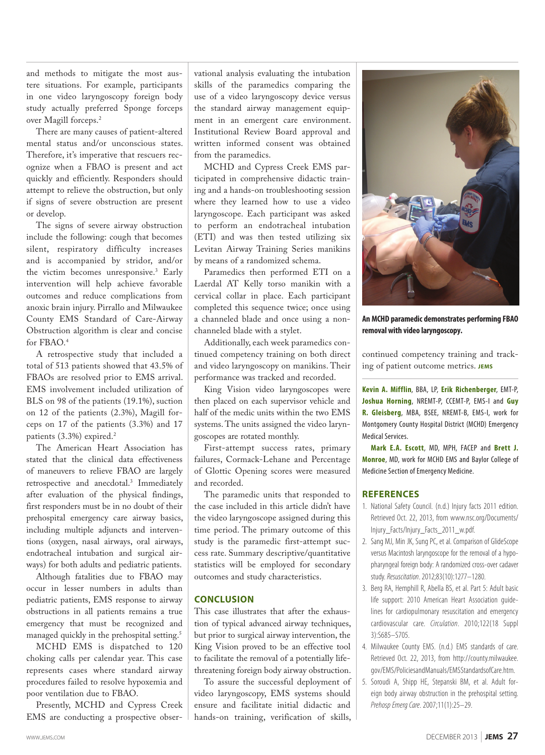and methods to mitigate the most austere situations. For example, participants in one video laryngoscopy foreign body study actually preferred Sponge forceps over Magill forceps.[2]

There are many causes of patient-altered mental status and/or unconscious states. Therefore, it's imperative that rescuers recognize when a FBAO is present and act quickly and efficiently. Responders should attempt to relieve the obstruction, but only if signs of severe obstruction are present or develop.

The signs of severe airway obstruction include the following: cough that becomes silent, respiratory difficulty increases and is accompanied by stridor, and/or the victim becomes unresponsive.[3] Early intervention will help achieve favorable outcomes and reduce complications from anoxic brain injury. Pirrallo and Milwaukee County EMS Standard of Care-Airway Obstruction algorithm is clear and concise for FBAO.[4]

A retrospective study that included a total of 513 patients showed that 43.5% of FBAOs are resolved prior to EMS arrival. EMS involvement included utilization of BLS on 98 of the patients (19.1%), suction on 12 of the patients (2.3%), Magill forceps on 17 of the patients (3.3%) and 17 patients (3.3%) expired.[2]

The American Heart Association has stated that the clinical data effectiveness of maneuvers to relieve FBAO are largely retrospective and anecdotal.[3] Immediately after evaluation of the physical findings, first responders must be in no doubt of their prehospital emergency care airway basics, including multiple adjuncts and interventions (oxygen, nasal airways, oral airways, endotracheal intubation and surgical airways) for both adults and pediatric patients.

Although fatalities due to FBAO may occur in lesser numbers in adults than pediatric patients, EMS response to airway obstructions in all patients remains a true emergency that must be recognized and managed quickly in the prehospital setting.[5]

MCHD EMS is dispatched to 120 choking calls per calendar year. This case represents cases where standard airway procedures failed to resolve hypoxemia and poor ventilation due to FBAO.

Presently, MCHD and Cypress Creek EMS are conducting a prospective observational analysis evaluating the intubation skills of the paramedics comparing the use of a video laryngoscopy device versus the standard airway management equipment in an emergent care environment. Institutional Review Board approval and written informed consent was obtained from the paramedics.

MCHD and Cypress Creek EMS participated in comprehensive didactic training and a hands-on troubleshooting session where they learned how to use a video laryngoscope. Each participant was asked to perform an endotracheal intubation (ETI) and was then tested utilizing six Levitan Airway Training Series manikins by means of a randomized schema.

Paramedics then performed ETI on a Laerdal AT Kelly torso manikin with a cervical collar in place. Each participant completed this sequence twice; once using a channeled blade and once using a non-channeled blade with a stylet.

Additionally, each week paramedics continued competency training on both direct and video laryngoscopy on manikins. Their performance was tracked and recorded.

King Vision video laryngoscopes were then placed on each supervisor vehicle and half of the medic units within the two EMS systems. The units assigned the video laryngoscopes are rotated monthly.

First-attempt success rates, primary failures, Cormack-Lehane and Percentage of Glottic Opening scores were measured and recorded.

The paramedic units that responded to the case included in this article didn't have the video laryngoscope assigned during this time period. The primary outcome of this study is the paramedic first-attempt success rate. Summary descriptive/quantitative statistics will be employed for secondary outcomes and study characteristics.

## CONCLUSION

This case illustrates that after the exhaustion of typical advanced airway techniques, but prior to surgical airway intervention, the King Vision proved to be an effective tool to facilitate the removal of a potentially life-threatening foreign body airway obstruction.

To assure the successful deployment of video laryngoscopy, EMS systems should ensure and facilitate initial didactic and hands-on training, verification of skills, continued competency training and tracking of patient outcome metrics. JEMS

**An MCHD paramedic demonstrates performing FBAO removal with video laryngoscopy.**

**Kevin A. Mifflin**, BBA, LP, **Erik Richenberger**, EMT-P, **Joshua Horning**, NREMT-P, CCEMT-P, EMS-I and **Guy R. Gleisberg**, MBA, BSEE, NREMT-B, EMS-I, work for Montgomery County Hospital District (MCHD) Emergency Medical Services.

**Mark E.A. Escott**, MD, MPH, FACEP and **Brett J. Monroe**, MD, work for MCHD EMS and Baylor College of Medicine Section of Emergency Medicine.

## REFERENCES

1. National Safety Council. (n.d.) Injury facts 2011 edition. Retrieved Oct. 22, 2013, from www.nsc.org/Documents/Injury_Facts/Injury_Facts_2011_w.pdf.
2. Sang MJ, Min JK, Sung PC, et al. Comparison of GlideScope versus Macintosh laryngoscope for the removal of a hypopharyngeal foreign body: A randomized cross-over cadaver study. *Resuscitation*. 2012;83(10):1277–1280.
3. Berg RA, Hemphill R, Abella BS, et al. Part 5: Adult basic life support: 2010 American Heart Association guidelines for cardiopulmonary resuscitation and emergency cardiovascular care. *Circulation*. 2010;122(18 Suppl 3):S685–S705.
4. Milwaukee County EMS. (n.d.) EMS standards of care. Retrieved Oct. 22, 2013, from http://county.milwaukee.gov/EMS/PoliciesandManuals/EMSStandardsofCare.htm.
5. Soroudi A, Shipp HE, Stepanski BM, et al. Adult foreign body airway obstruction in the prehospital setting. *Prehosp Emerg Care*. 2007;11(1):25–29.